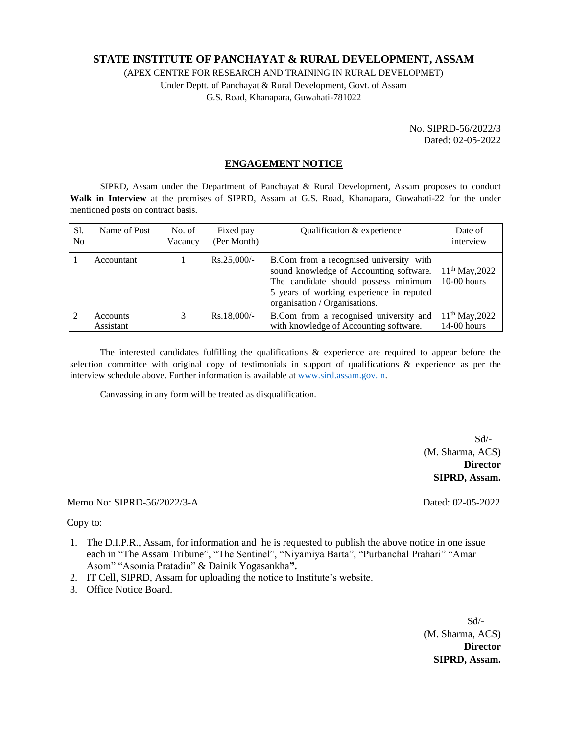# STATE INSTITUTE OF PANCHAYAT & RURAL DEVELOPMENT, ASSAM

(APEX CENTRE FOR RESEARCH AND TRAINING IN RURAL DEVELOPMET)

Under Deptt. of Panchayat & Rural Development, Govt. of Assam

G.S. Road, Khanapara, Guwahati-781022

No. SIPRD-56/2022/3
Dated: 02-05-2022

## ENGAGEMENT NOTICE

SIPRD, Assam under the Department of Panchayat & Rural Development, Assam proposes to conduct **Walk in Interview** at the premises of SIPRD, Assam at G.S. Road, Khanapara, Guwahati-22 for the under mentioned posts on contract basis.

| Sl. No | Name of Post | No. of Vacancy | Fixed pay (Per Month) | Qualification & experience | Date of interview |
|---|---|---|---|---|---|
| 1 | Accountant | 1 | Rs.25,000/- | B.Com from a recognised university with sound knowledge of Accounting software. The candidate should possess minimum 5 years of working experience in reputed organisation / Organisations. | 11th May,2022 10-00 hours |
| 2 | Accounts Assistant | 3 | Rs.18,000/- | B.Com from a recognised university and with knowledge of Accounting software. | 11th May,2022 14-00 hours |

The interested candidates fulfilling the qualifications & experience are required to appear before the selection committee with original copy of testimonials in support of qualifications & experience as per the interview schedule above. Further information is available at www.sird.assam.gov.in.

Canvassing in any form will be treated as disqualification.

Sd/-
(M. Sharma, ACS)
**Director**
**SIPRD, Assam.**

Memo No: SIPRD-56/2022/3-A Dated: 02-05-2022

Copy to:

1. The D.I.P.R., Assam, for information and he is requested to publish the above notice in one issue each in "The Assam Tribune", "The Sentinel", "Niyamiya Barta", "Purbanchal Prahari" "Amar Asom" "Asomia Pratadin" & Dainik Yogasankha**".**
2. IT Cell, SIPRD, Assam for uploading the notice to Institute's website.
3. Office Notice Board.

Sd/-
(M. Sharma, ACS)
**Director**
**SIPRD, Assam.**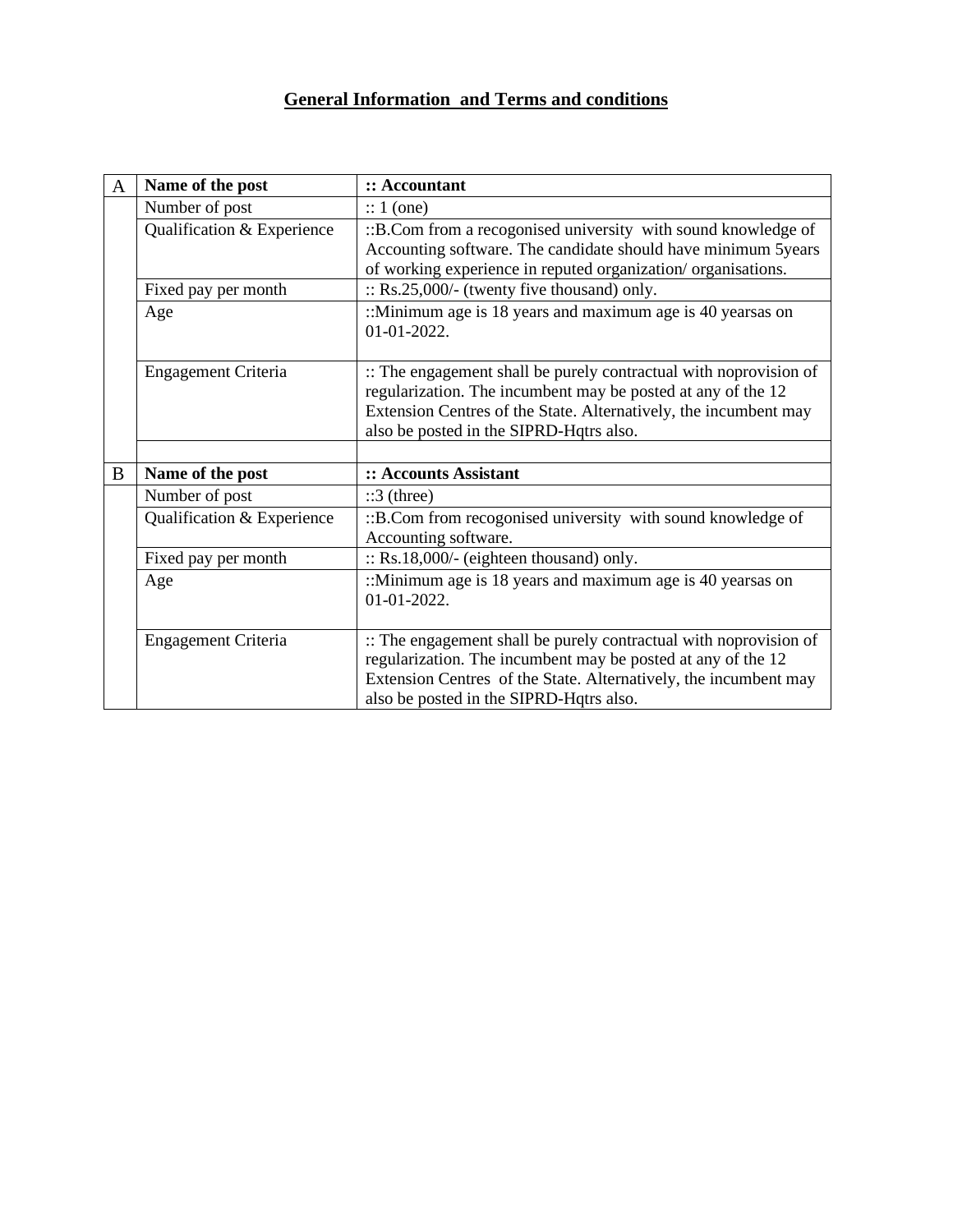## General Information and Terms and conditions

| A | **Name of the post** | **:: Accountant** |
|---|---|---|
| | Number of post | :: 1 (one) |
| | Qualification & Experience | ::B.Com from a recogonised university with sound knowledge of Accounting software. The candidate should have minimum 5years of working experience in reputed organization/ organisations. |
| | Fixed pay per month | :: Rs.25,000/- (twenty five thousand) only. |
| | Age | ::Minimum age is 18 years and maximum age is 40 yearsas on 01-01-2022. |
| | Engagement Criteria | :: The engagement shall be purely contractual with noprovision of regularization. The incumbent may be posted at any of the 12 Extension Centres of the State. Alternatively, the incumbent may also be posted in the SIPRD-Hqtrs also. |
| | | |
| B | **Name of the post** | **:: Accounts Assistant** |
| | Number of post | ::3 (three) |
| | Qualification & Experience | ::B.Com from recogonised university with sound knowledge of Accounting software. |
| | Fixed pay per month | :: Rs.18,000/- (eighteen thousand) only. |
| | Age | ::Minimum age is 18 years and maximum age is 40 yearsas on 01-01-2022. |
| | Engagement Criteria | :: The engagement shall be purely contractual with noprovision of regularization. The incumbent may be posted at any of the 12 Extension Centres of the State. Alternatively, the incumbent may also be posted in the SIPRD-Hqtrs also. |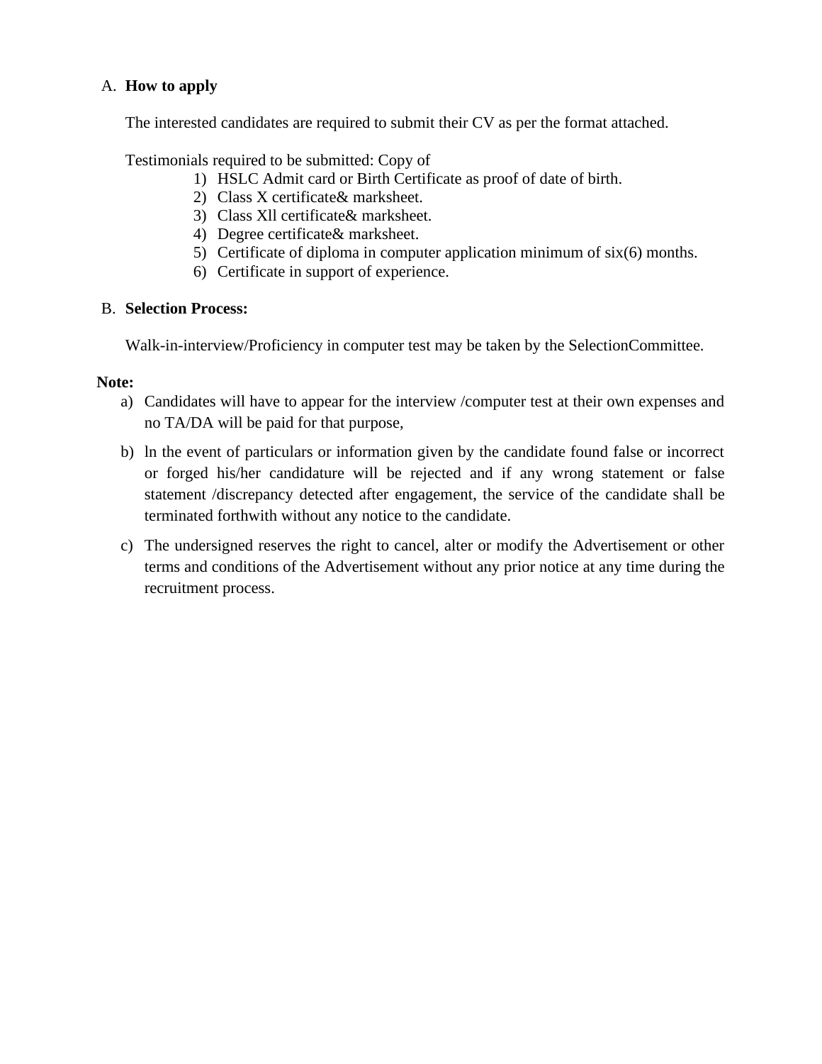A. **How to apply**

The interested candidates are required to submit their CV as per the format attached.

Testimonials required to be submitted: Copy of

1) HSLC Admit card or Birth Certificate as proof of date of birth.
2) Class X certificate& marksheet.
3) Class Xll certificate& marksheet.
4) Degree certificate& marksheet.
5) Certificate of diploma in computer application minimum of six(6) months.
6) Certificate in support of experience.

B. **Selection Process:**

Walk-in-interview/Proficiency in computer test may be taken by the SelectionCommittee.

**Note:**

a) Candidates will have to appear for the interview /computer test at their own expenses and no TA/DA will be paid for that purpose,

b) ln the event of particulars or information given by the candidate found false or incorrect or forged his/her candidature will be rejected and if any wrong statement or false statement /discrepancy detected after engagement, the service of the candidate shall be terminated forthwith without any notice to the candidate.

c) The undersigned reserves the right to cancel, alter or modify the Advertisement or other terms and conditions of the Advertisement without any prior notice at any time during the recruitment process.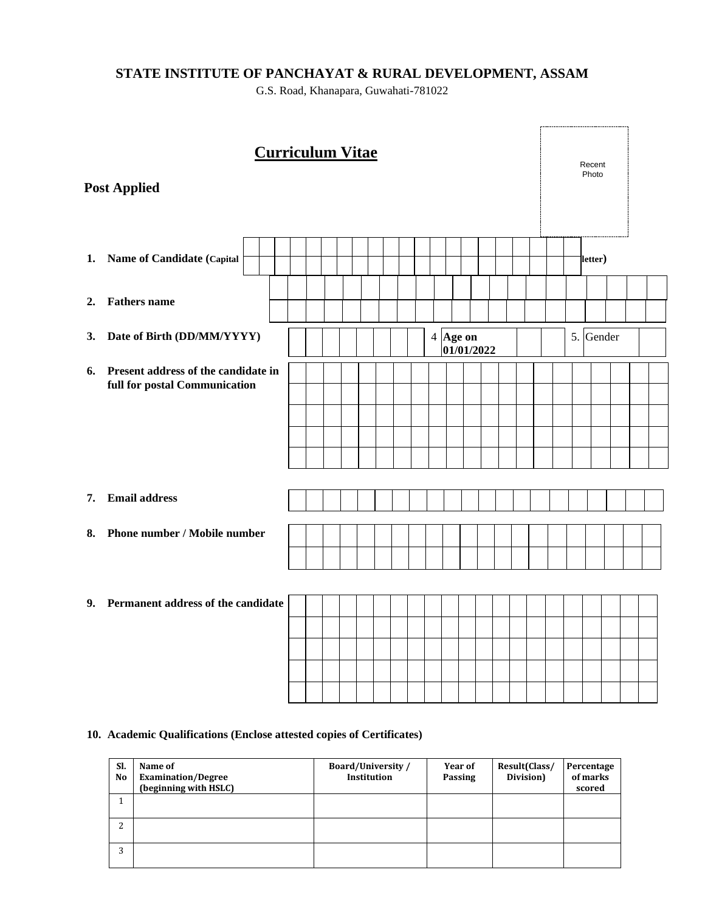**STATE INSTITUTE OF PANCHAYAT & RURAL DEVELOPMENT, ASSAM**

G.S. Road, Khanapara, Guwahati-781022

# Curriculum Vitae

Recent Photo

**Post Applied**

1. **Name of Candidate (Capital letter)**

2. **Fathers name**

3. **Date of Birth (DD/MM/YYYY)** 4 **Age on 01/01/2022** 5. Gender

6. **Present address of the candidate in full for postal Communication**

7. **Email address**

8. **Phone number / Mobile number**

9. **Permanent address of the candidate**

10. **Academic Qualifications (Enclose attested copies of Certificates)**

| Sl. No | Name of Examination/Degree (beginning with HSLC) | Board/University / Institution | Year of Passing | Result(Class/ Division) | Percentage of marks scored |
|---|---|---|---|---|---|
| 1 | | | | | |
| 2 | | | | | |
| 3 | | | | | |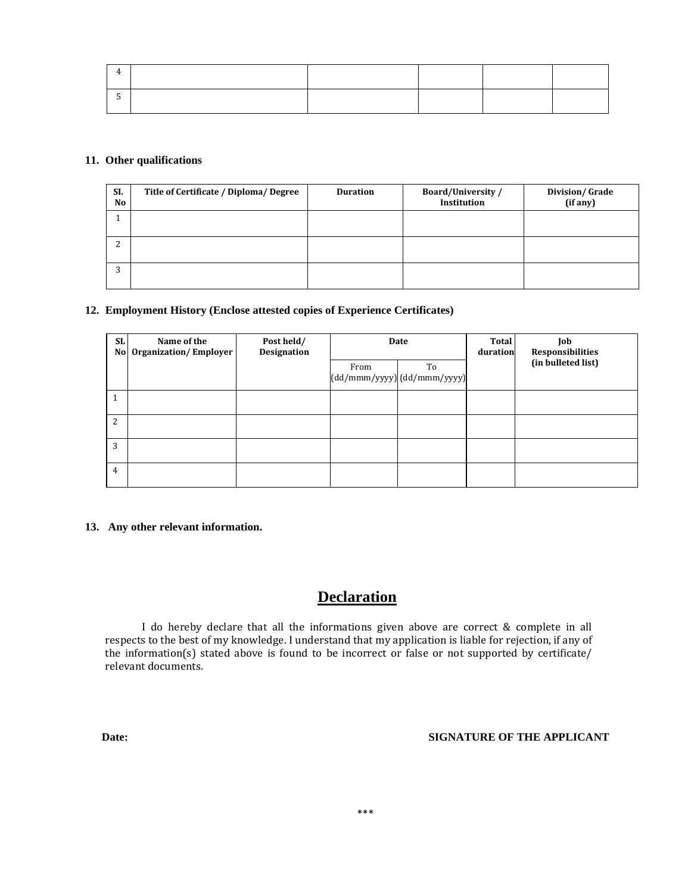| | | | | | |
|---|---|---|---|---|---|
| 4 | | | | | |
| 5 | | | | | |

**11. Other qualifications**

| Sl. No | Title of Certificate / Diploma/ Degree | Duration | Board/University / Institution | Division/ Grade (if any) |
|---|---|---|---|---|
| 1 | | | | |
| 2 | | | | |
| 3 | | | | |

**12. Employment History (Enclose attested copies of Experience Certificates)**

| SL No | Name of the Organization/ Employer | Post held/ Designation | Date | | Total duration | Job Responsibilities (in bulleted list) |
|---|---|---|---|---|---|---|
| | | | From (dd/mmm/yyyy) | To (dd/mmm/yyyy) | | |
| 1 | | | | | | |
| 2 | | | | | | |
| 3 | | | | | | |
| 4 | | | | | | |

**13. Any other relevant information.**

## Declaration

I do hereby declare that all the informations given above are correct & complete in all respects to the best of my knowledge. I understand that my application is liable for rejection, if any of the information(s) stated above is found to be incorrect or false or not supported by certificate/ relevant documents.

**Date:** **SIGNATURE OF THE APPLICANT**

***